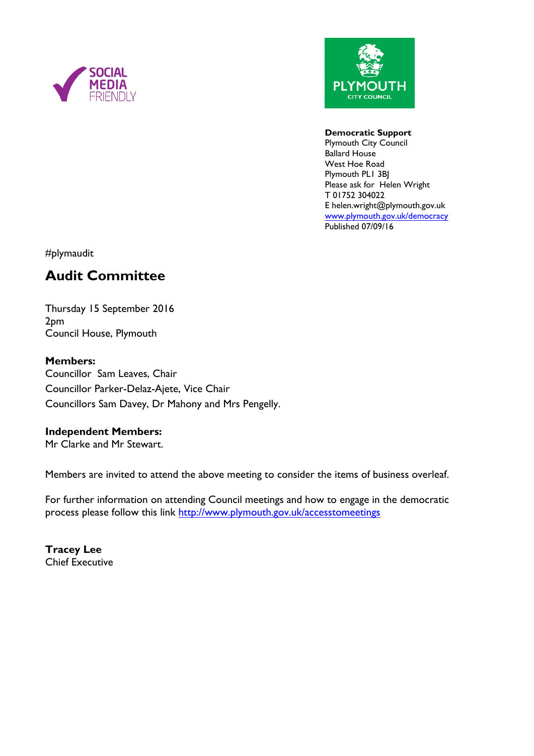SOCIAL MEDIA FRIENDLY

PLYMOUTH CITY COUNCIL

**Democratic Support**
Plymouth City Council
Ballard House
West Hoe Road
Plymouth PL1 3BJ
Please ask for Helen Wright
T 01752 304022
E helen.wright@plymouth.gov.uk
[www.plymouth.gov.uk/democracy](http://www.plymouth.gov.uk/democracy)
Published 07/09/16

#plymaudit

# Audit Committee

Thursday 15 September 2016
2pm
Council House, Plymouth

**Members:**
Councillor Sam Leaves, Chair
Councillor Parker-Delaz-Ajete, Vice Chair
Councillors Sam Davey, Dr Mahony and Mrs Pengelly.

**Independent Members:**
Mr Clarke and Mr Stewart.

Members are invited to attend the above meeting to consider the items of business overleaf.

For further information on attending Council meetings and how to engage in the democratic process please follow this link [http://www.plymouth.gov.uk/accesstomeetings](http://www.plymouth.gov.uk/accesstomeetings)

**Tracey Lee**
Chief Executive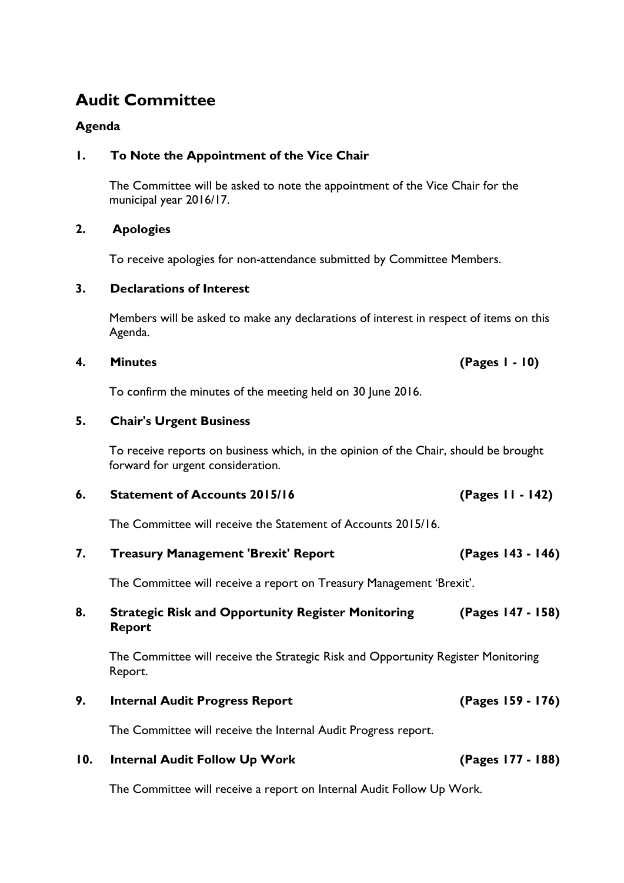# Audit Committee

**Agenda**

**1. To Note the Appointment of the Vice Chair**

The Committee will be asked to note the appointment of the Vice Chair for the municipal year 2016/17.

**2. Apologies**

To receive apologies for non-attendance submitted by Committee Members.

**3. Declarations of Interest**

Members will be asked to make any declarations of interest in respect of items on this Agenda.

**4. Minutes** **(Pages 1 - 10)**

To confirm the minutes of the meeting held on 30 June 2016.

**5. Chair's Urgent Business**

To receive reports on business which, in the opinion of the Chair, should be brought forward for urgent consideration.

**6. Statement of Accounts 2015/16** **(Pages 11 - 142)**

The Committee will receive the Statement of Accounts 2015/16.

**7. Treasury Management 'Brexit' Report** **(Pages 143 - 146)**

The Committee will receive a report on Treasury Management 'Brexit'.

**8. Strategic Risk and Opportunity Register Monitoring Report** **(Pages 147 - 158)**

The Committee will receive the Strategic Risk and Opportunity Register Monitoring Report.

**9. Internal Audit Progress Report** **(Pages 159 - 176)**

The Committee will receive the Internal Audit Progress report.

**10. Internal Audit Follow Up Work** **(Pages 177 - 188)**

The Committee will receive a report on Internal Audit Follow Up Work.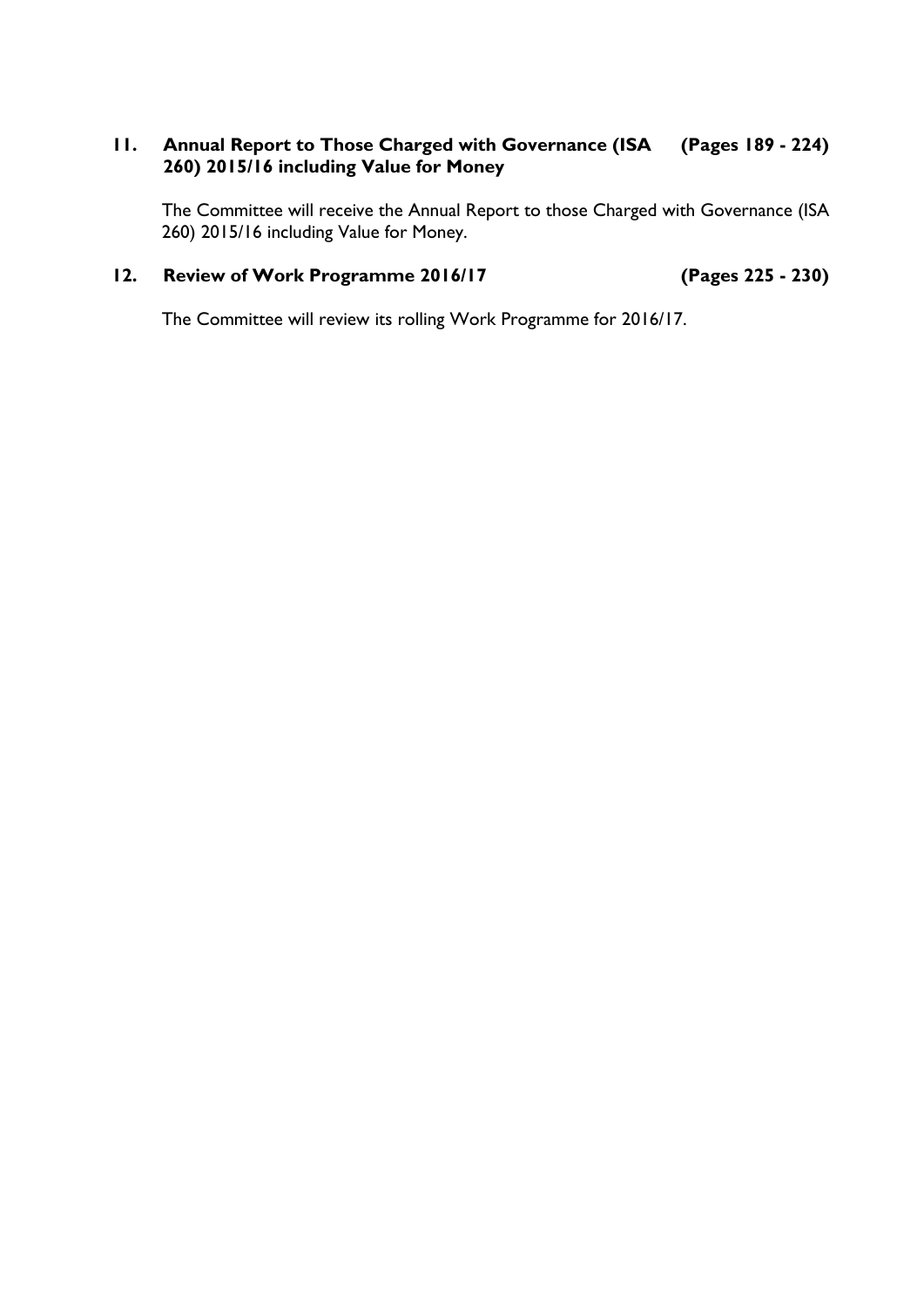**11. Annual Report to Those Charged with Governance (ISA 260) 2015/16 including Value for Money** **(Pages 189 - 224)**

The Committee will receive the Annual Report to those Charged with Governance (ISA 260) 2015/16 including Value for Money.

**12. Review of Work Programme 2016/17** **(Pages 225 - 230)**

The Committee will review its rolling Work Programme for 2016/17.